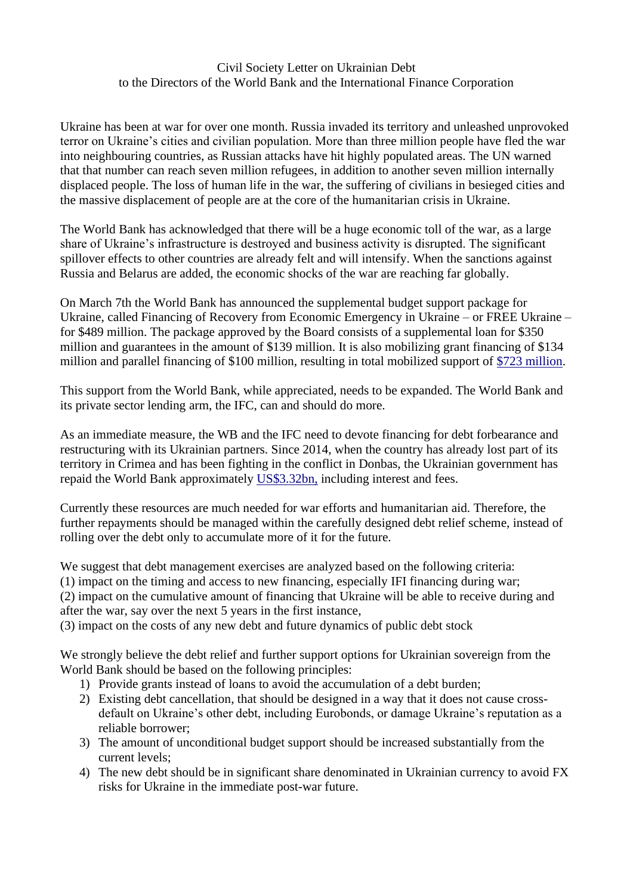Civil Society Letter on Ukrainian Debt
to the Directors of the World Bank and the International Finance Corporation

Ukraine has been at war for over one month. Russia invaded its territory and unleashed unprovoked terror on Ukraine's cities and civilian population. More than three million people have fled the war into neighbouring countries, as Russian attacks have hit highly populated areas. The UN warned that that number can reach seven million refugees, in addition to another seven million internally displaced people. The loss of human life in the war, the suffering of civilians in besieged cities and the massive displacement of people are at the core of the humanitarian crisis in Ukraine.

The World Bank has acknowledged that there will be a huge economic toll of the war, as a large share of Ukraine's infrastructure is destroyed and business activity is disrupted. The significant spillover effects to other countries are already felt and will intensify. When the sanctions against Russia and Belarus are added, the economic shocks of the war are reaching far globally.

On March 7th the World Bank has announced the supplemental budget support package for Ukraine, called Financing of Recovery from Economic Emergency in Ukraine – or FREE Ukraine – for $489 million. The package approved by the Board consists of a supplemental loan for $350 million and guarantees in the amount of $139 million. It is also mobilizing grant financing of $134 million and parallel financing of $100 million, resulting in total mobilized support of $723 million.

This support from the World Bank, while appreciated, needs to be expanded. The World Bank and its private sector lending arm, the IFC, can and should do more.

As an immediate measure, the WB and the IFC need to devote financing for debt forbearance and restructuring with its Ukrainian partners. Since 2014, when the country has already lost part of its territory in Crimea and has been fighting in the conflict in Donbas, the Ukrainian government has repaid the World Bank approximately US$3.32bn, including interest and fees.

Currently these resources are much needed for war efforts and humanitarian aid. Therefore, the further repayments should be managed within the carefully designed debt relief scheme, instead of rolling over the debt only to accumulate more of it for the future.

We suggest that debt management exercises are analyzed based on the following criteria:
(1) impact on the timing and access to new financing, especially IFI financing during war;
(2) impact on the cumulative amount of financing that Ukraine will be able to receive during and after the war, say over the next 5 years in the first instance,
(3) impact on the costs of any new debt and future dynamics of public debt stock

We strongly believe the debt relief and further support options for Ukrainian sovereign from the World Bank should be based on the following principles:

1) Provide grants instead of loans to avoid the accumulation of a debt burden;
2) Existing debt cancellation, that should be designed in a way that it does not cause cross-default on Ukraine's other debt, including Eurobonds, or damage Ukraine's reputation as a reliable borrower;
3) The amount of unconditional budget support should be increased substantially from the current levels;
4) The new debt should be in significant share denominated in Ukrainian currency to avoid FX risks for Ukraine in the immediate post-war future.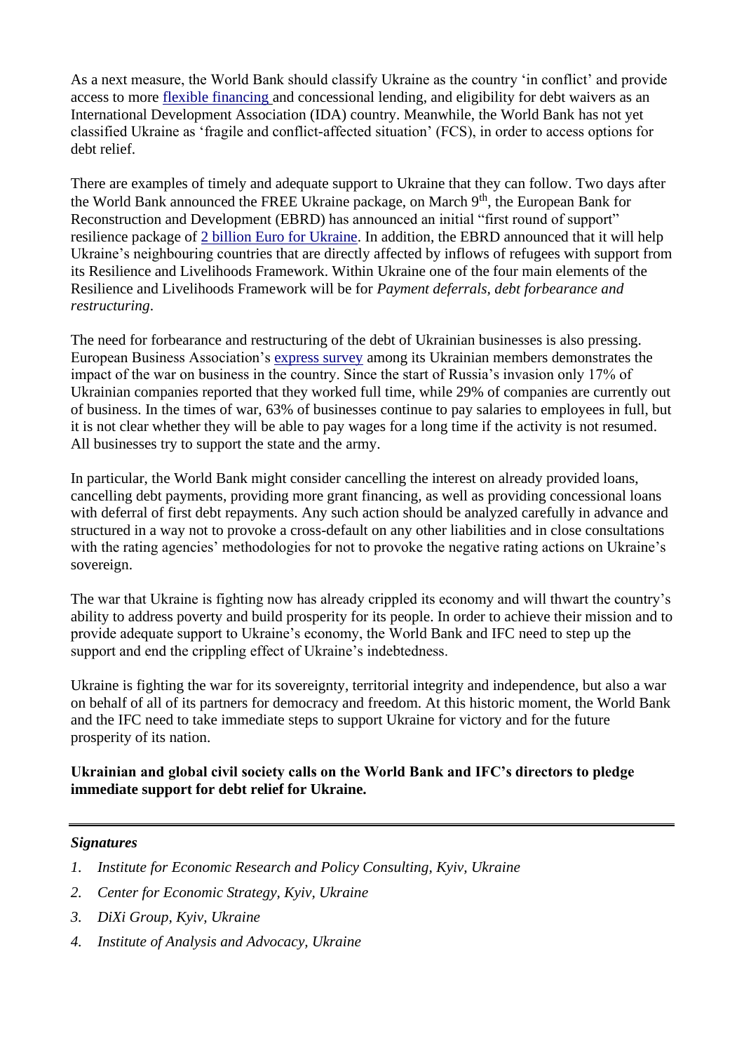As a next measure, the World Bank should classify Ukraine as the country 'in conflict' and provide access to more flexible financing and concessional lending, and eligibility for debt waivers as an International Development Association (IDA) country. Meanwhile, the World Bank has not yet classified Ukraine as 'fragile and conflict-affected situation' (FCS), in order to access options for debt relief.

There are examples of timely and adequate support to Ukraine that they can follow. Two days after the World Bank announced the FREE Ukraine package, on March 9th, the European Bank for Reconstruction and Development (EBRD) has announced an initial "first round of support" resilience package of 2 billion Euro for Ukraine. In addition, the EBRD announced that it will help Ukraine's neighbouring countries that are directly affected by inflows of refugees with support from its Resilience and Livelihoods Framework. Within Ukraine one of the four main elements of the Resilience and Livelihoods Framework will be for *Payment deferrals, debt forbearance and restructuring*.

The need for forbearance and restructuring of the debt of Ukrainian businesses is also pressing. European Business Association's express survey among its Ukrainian members demonstrates the impact of the war on business in the country. Since the start of Russia's invasion only 17% of Ukrainian companies reported that they worked full time, while 29% of companies are currently out of business. In the times of war, 63% of businesses continue to pay salaries to employees in full, but it is not clear whether they will be able to pay wages for a long time if the activity is not resumed. All businesses try to support the state and the army.

In particular, the World Bank might consider cancelling the interest on already provided loans, cancelling debt payments, providing more grant financing, as well as providing concessional loans with deferral of first debt repayments. Any such action should be analyzed carefully in advance and structured in a way not to provoke a cross-default on any other liabilities and in close consultations with the rating agencies' methodologies for not to provoke the negative rating actions on Ukraine's sovereign.

The war that Ukraine is fighting now has already crippled its economy and will thwart the country's ability to address poverty and build prosperity for its people. In order to achieve their mission and to provide adequate support to Ukraine's economy, the World Bank and IFC need to step up the support and end the crippling effect of Ukraine's indebtedness.

Ukraine is fighting the war for its sovereignty, territorial integrity and independence, but also a war on behalf of all of its partners for democracy and freedom. At this historic moment, the World Bank and the IFC need to take immediate steps to support Ukraine for victory and for the future prosperity of its nation.

**Ukrainian and global civil society calls on the World Bank and IFC's directors to pledge immediate support for debt relief for Ukraine.**

---

***Signatures***

1. *Institute for Economic Research and Policy Consulting, Kyiv, Ukraine*
2. *Center for Economic Strategy, Kyiv, Ukraine*
3. *DiXi Group, Kyiv, Ukraine*
4. *Institute of Analysis and Advocacy, Ukraine*